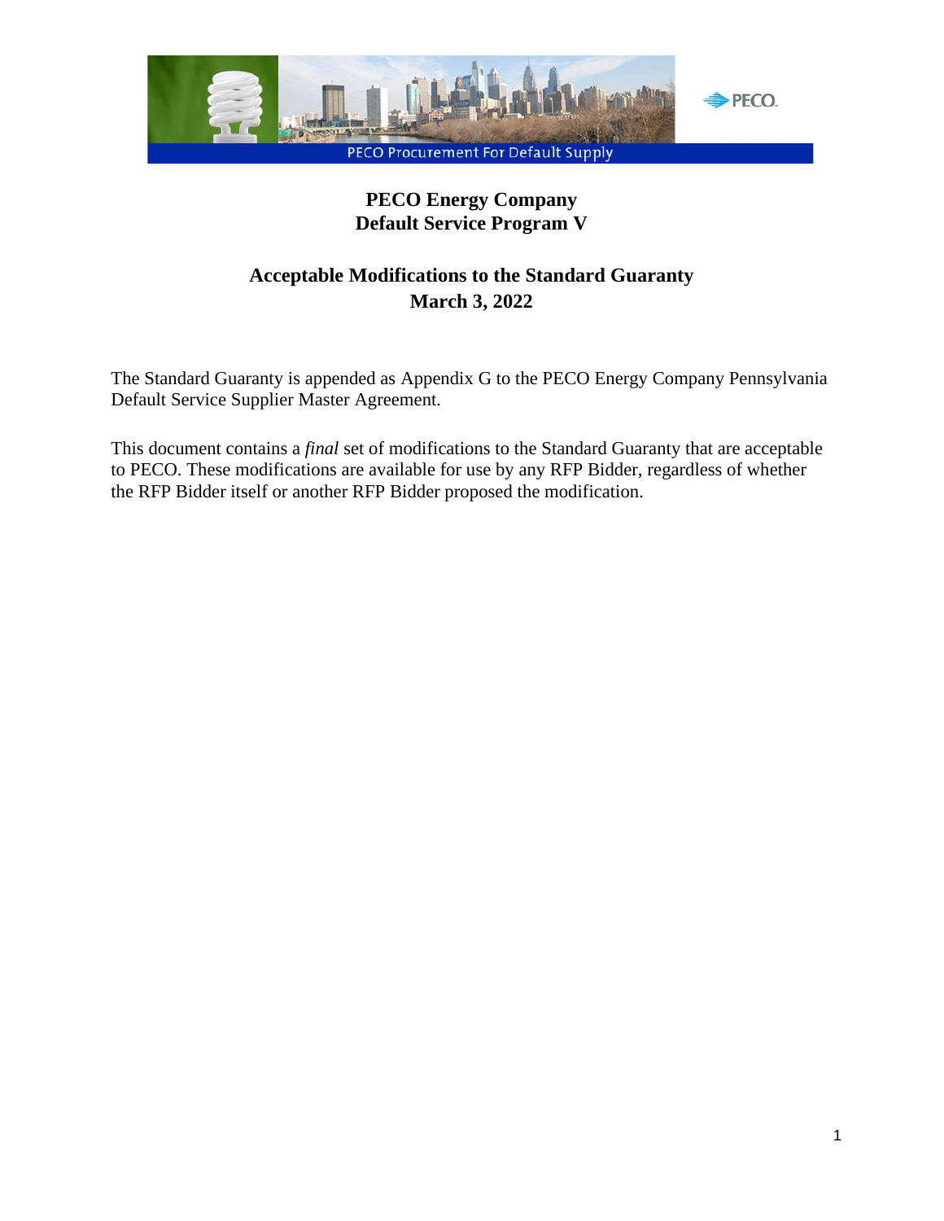PECO Procurement For Default Supply

# PECO Energy Company
# Default Service Program V

## Acceptable Modifications to the Standard Guaranty
## March 3, 2022

The Standard Guaranty is appended as Appendix G to the PECO Energy Company Pennsylvania Default Service Supplier Master Agreement.

This document contains a *final* set of modifications to the Standard Guaranty that are acceptable to PECO. These modifications are available for use by any RFP Bidder, regardless of whether the RFP Bidder itself or another RFP Bidder proposed the modification.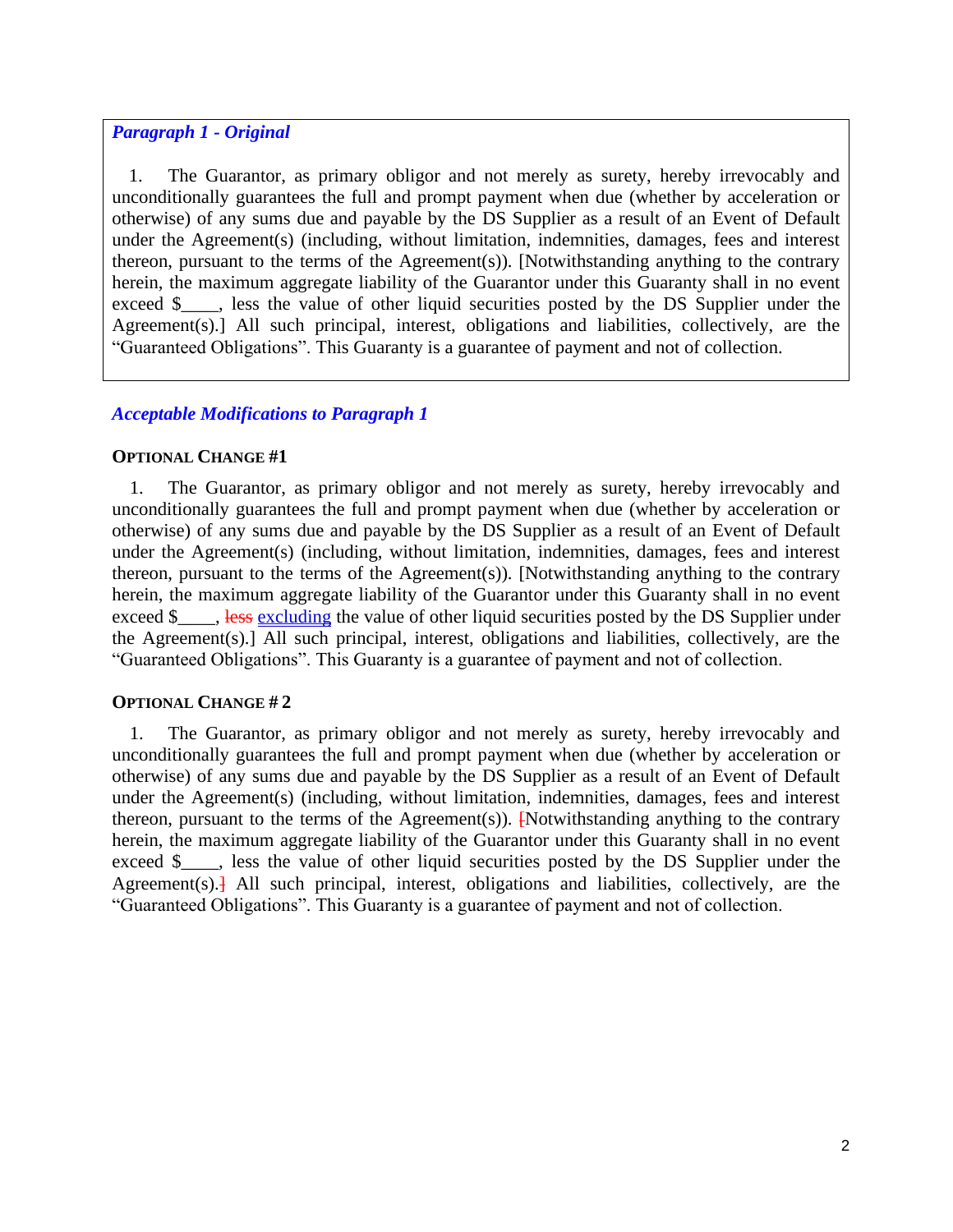***Paragraph 1 - Original***

1. The Guarantor, as primary obligor and not merely as surety, hereby irrevocably and unconditionally guarantees the full and prompt payment when due (whether by acceleration or otherwise) of any sums due and payable by the DS Supplier as a result of an Event of Default under the Agreement(s) (including, without limitation, indemnities, damages, fees and interest thereon, pursuant to the terms of the Agreement(s)). [Notwithstanding anything to the contrary herein, the maximum aggregate liability of the Guarantor under this Guaranty shall in no event exceed $____, less the value of other liquid securities posted by the DS Supplier under the Agreement(s).] All such principal, interest, obligations and liabilities, collectively, are the "Guaranteed Obligations". This Guaranty is a guarantee of payment and not of collection.

***Acceptable Modifications to Paragraph 1***

**OPTIONAL CHANGE #1**

1. The Guarantor, as primary obligor and not merely as surety, hereby irrevocably and unconditionally guarantees the full and prompt payment when due (whether by acceleration or otherwise) of any sums due and payable by the DS Supplier as a result of an Event of Default under the Agreement(s) (including, without limitation, indemnities, damages, fees and interest thereon, pursuant to the terms of the Agreement(s)). [Notwithstanding anything to the contrary herein, the maximum aggregate liability of the Guarantor under this Guaranty shall in no event exceed $____, ~~less~~ excluding the value of other liquid securities posted by the DS Supplier under the Agreement(s).] All such principal, interest, obligations and liabilities, collectively, are the "Guaranteed Obligations". This Guaranty is a guarantee of payment and not of collection.

**OPTIONAL CHANGE # 2**

1. The Guarantor, as primary obligor and not merely as surety, hereby irrevocably and unconditionally guarantees the full and prompt payment when due (whether by acceleration or otherwise) of any sums due and payable by the DS Supplier as a result of an Event of Default under the Agreement(s) (including, without limitation, indemnities, damages, fees and interest thereon, pursuant to the terms of the Agreement(s)). ~~[~~Notwithstanding anything to the contrary herein, the maximum aggregate liability of the Guarantor under this Guaranty shall in no event exceed $____, less the value of other liquid securities posted by the DS Supplier under the Agreement(s).~~]~~ All such principal, interest, obligations and liabilities, collectively, are the "Guaranteed Obligations". This Guaranty is a guarantee of payment and not of collection.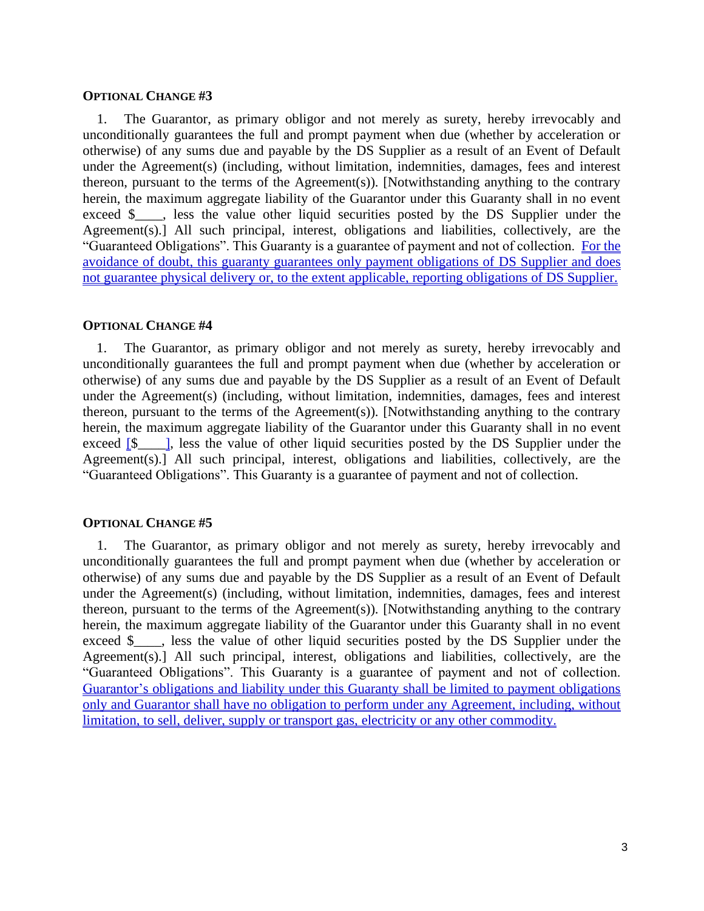**OPTIONAL CHANGE #3**

1. The Guarantor, as primary obligor and not merely as surety, hereby irrevocably and unconditionally guarantees the full and prompt payment when due (whether by acceleration or otherwise) of any sums due and payable by the DS Supplier as a result of an Event of Default under the Agreement(s) (including, without limitation, indemnities, damages, fees and interest thereon, pursuant to the terms of the Agreement(s)). [Notwithstanding anything to the contrary herein, the maximum aggregate liability of the Guarantor under this Guaranty shall in no event exceed $____, less the value other liquid securities posted by the DS Supplier under the Agreement(s).] All such principal, interest, obligations and liabilities, collectively, are the "Guaranteed Obligations". This Guaranty is a guarantee of payment and not of collection. For the avoidance of doubt, this guaranty guarantees only payment obligations of DS Supplier and does not guarantee physical delivery or, to the extent applicable, reporting obligations of DS Supplier.

**OPTIONAL CHANGE #4**

1. The Guarantor, as primary obligor and not merely as surety, hereby irrevocably and unconditionally guarantees the full and prompt payment when due (whether by acceleration or otherwise) of any sums due and payable by the DS Supplier as a result of an Event of Default under the Agreement(s) (including, without limitation, indemnities, damages, fees and interest thereon, pursuant to the terms of the Agreement(s)). [Notwithstanding anything to the contrary herein, the maximum aggregate liability of the Guarantor under this Guaranty shall in no event exceed [$____], less the value of other liquid securities posted by the DS Supplier under the Agreement(s).] All such principal, interest, obligations and liabilities, collectively, are the "Guaranteed Obligations". This Guaranty is a guarantee of payment and not of collection.

**OPTIONAL CHANGE #5**

1. The Guarantor, as primary obligor and not merely as surety, hereby irrevocably and unconditionally guarantees the full and prompt payment when due (whether by acceleration or otherwise) of any sums due and payable by the DS Supplier as a result of an Event of Default under the Agreement(s) (including, without limitation, indemnities, damages, fees and interest thereon, pursuant to the terms of the Agreement(s)). [Notwithstanding anything to the contrary herein, the maximum aggregate liability of the Guarantor under this Guaranty shall in no event exceed $____, less the value of other liquid securities posted by the DS Supplier under the Agreement(s).] All such principal, interest, obligations and liabilities, collectively, are the "Guaranteed Obligations". This Guaranty is a guarantee of payment and not of collection. Guarantor's obligations and liability under this Guaranty shall be limited to payment obligations only and Guarantor shall have no obligation to perform under any Agreement, including, without limitation, to sell, deliver, supply or transport gas, electricity or any other commodity.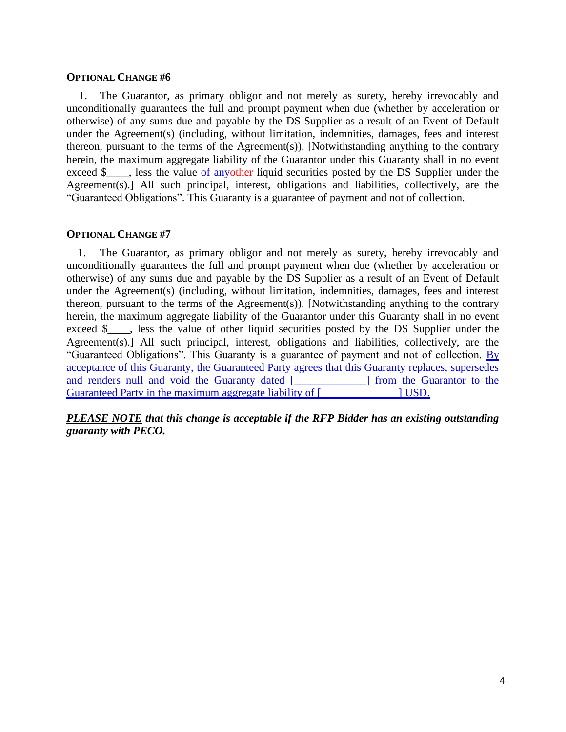**OPTIONAL CHANGE #6**

1. The Guarantor, as primary obligor and not merely as surety, hereby irrevocably and unconditionally guarantees the full and prompt payment when due (whether by acceleration or otherwise) of any sums due and payable by the DS Supplier as a result of an Event of Default under the Agreement(s) (including, without limitation, indemnities, damages, fees and interest thereon, pursuant to the terms of the Agreement(s)). [Notwithstanding anything to the contrary herein, the maximum aggregate liability of the Guarantor under this Guaranty shall in no event exceed $____, less the value <ins>of any</ins>~~other~~ liquid securities posted by the DS Supplier under the Agreement(s).] All such principal, interest, obligations and liabilities, collectively, are the "Guaranteed Obligations". This Guaranty is a guarantee of payment and not of collection.

**OPTIONAL CHANGE #7**

1. The Guarantor, as primary obligor and not merely as surety, hereby irrevocably and unconditionally guarantees the full and prompt payment when due (whether by acceleration or otherwise) of any sums due and payable by the DS Supplier as a result of an Event of Default under the Agreement(s) (including, without limitation, indemnities, damages, fees and interest thereon, pursuant to the terms of the Agreement(s)). [Notwithstanding anything to the contrary herein, the maximum aggregate liability of the Guarantor under this Guaranty shall in no event exceed $____, less the value of other liquid securities posted by the DS Supplier under the Agreement(s).] All such principal, interest, obligations and liabilities, collectively, are the "Guaranteed Obligations". This Guaranty is a guarantee of payment and not of collection. <ins>By acceptance of this Guaranty, the Guaranteed Party agrees that this Guaranty replaces, supersedes and renders null and void the Guaranty dated [_____________] from the Guarantor to the Guaranteed Party in the maximum aggregate liability of [_____________] USD.</ins>

***<ins>PLEASE NOTE</ins> that this change is acceptable if the RFP Bidder has an existing outstanding guaranty with PECO.***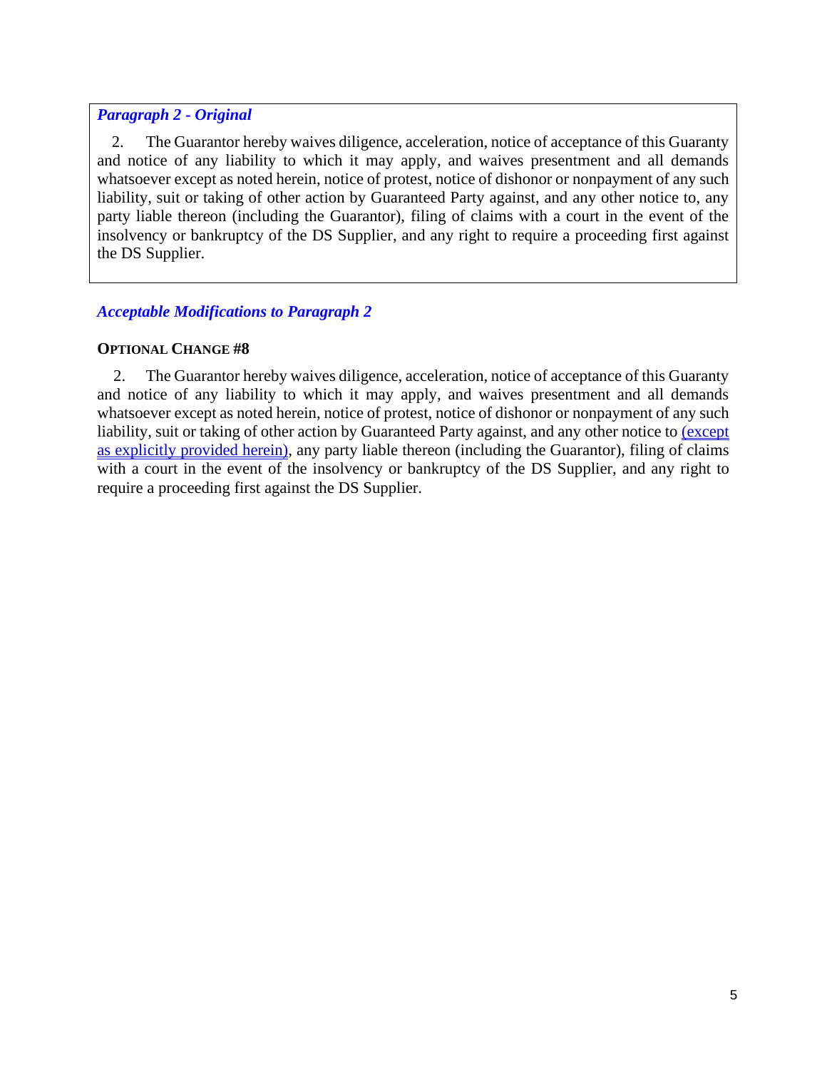***Paragraph 2 - Original***

2. The Guarantor hereby waives diligence, acceleration, notice of acceptance of this Guaranty and notice of any liability to which it may apply, and waives presentment and all demands whatsoever except as noted herein, notice of protest, notice of dishonor or nonpayment of any such liability, suit or taking of other action by Guaranteed Party against, and any other notice to, any party liable thereon (including the Guarantor), filing of claims with a court in the event of the insolvency or bankruptcy of the DS Supplier, and any right to require a proceeding first against the DS Supplier.

***Acceptable Modifications to Paragraph 2***

**OPTIONAL CHANGE #8**

2. The Guarantor hereby waives diligence, acceleration, notice of acceptance of this Guaranty and notice of any liability to which it may apply, and waives presentment and all demands whatsoever except as noted herein, notice of protest, notice of dishonor or nonpayment of any such liability, suit or taking of other action by Guaranteed Party against, and any other notice to (except as explicitly provided herein), any party liable thereon (including the Guarantor), filing of claims with a court in the event of the insolvency or bankruptcy of the DS Supplier, and any right to require a proceeding first against the DS Supplier.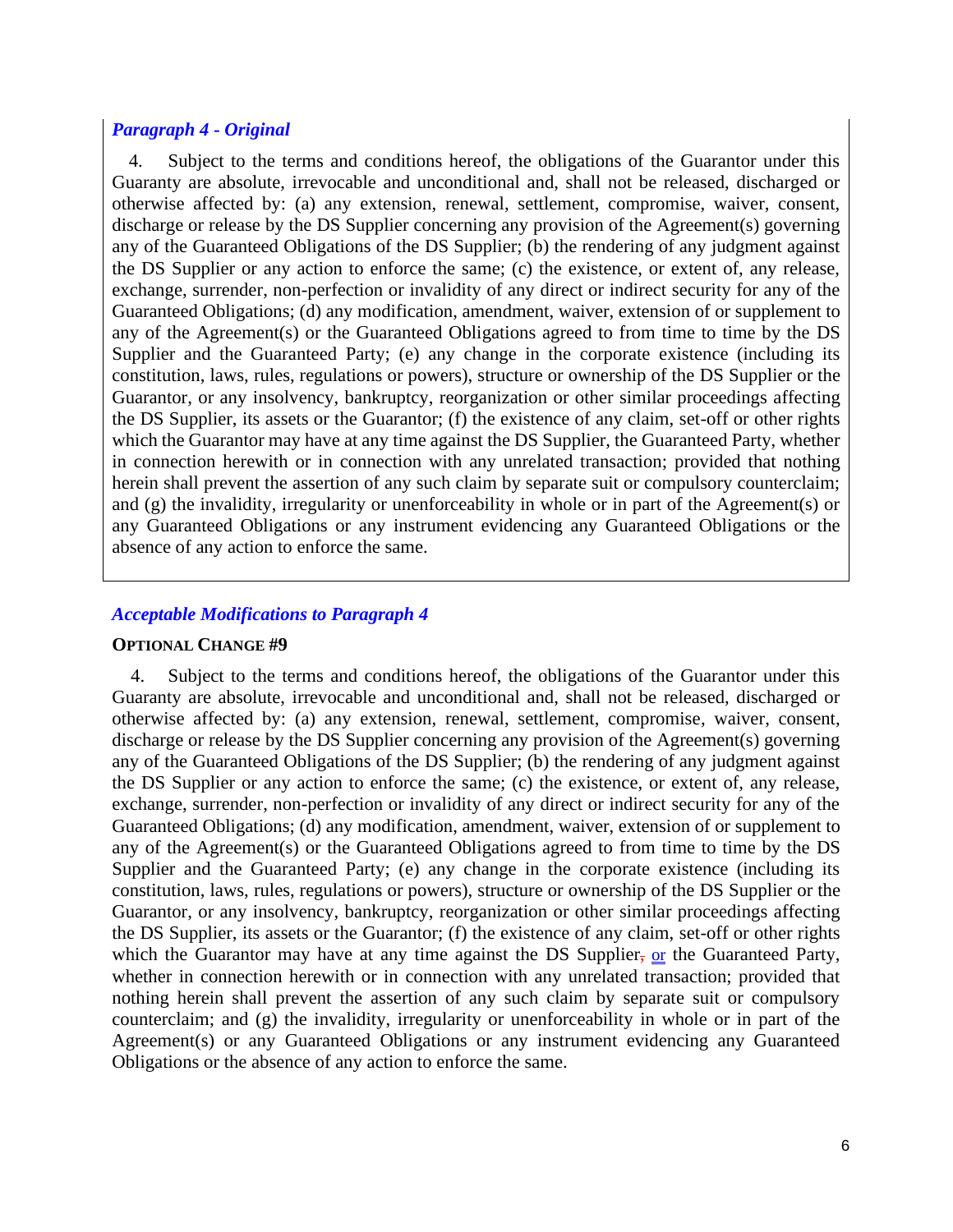***Paragraph 4 - Original***

4. Subject to the terms and conditions hereof, the obligations of the Guarantor under this Guaranty are absolute, irrevocable and unconditional and, shall not be released, discharged or otherwise affected by: (a) any extension, renewal, settlement, compromise, waiver, consent, discharge or release by the DS Supplier concerning any provision of the Agreement(s) governing any of the Guaranteed Obligations of the DS Supplier; (b) the rendering of any judgment against the DS Supplier or any action to enforce the same; (c) the existence, or extent of, any release, exchange, surrender, non-perfection or invalidity of any direct or indirect security for any of the Guaranteed Obligations; (d) any modification, amendment, waiver, extension of or supplement to any of the Agreement(s) or the Guaranteed Obligations agreed to from time to time by the DS Supplier and the Guaranteed Party; (e) any change in the corporate existence (including its constitution, laws, rules, regulations or powers), structure or ownership of the DS Supplier or the Guarantor, or any insolvency, bankruptcy, reorganization or other similar proceedings affecting the DS Supplier, its assets or the Guarantor; (f) the existence of any claim, set-off or other rights which the Guarantor may have at any time against the DS Supplier, the Guaranteed Party, whether in connection herewith or in connection with any unrelated transaction; provided that nothing herein shall prevent the assertion of any such claim by separate suit or compulsory counterclaim; and (g) the invalidity, irregularity or unenforceability in whole or in part of the Agreement(s) or any Guaranteed Obligations or any instrument evidencing any Guaranteed Obligations or the absence of any action to enforce the same.

***Acceptable Modifications to Paragraph 4***

**OPTIONAL CHANGE #9**

4. Subject to the terms and conditions hereof, the obligations of the Guarantor under this Guaranty are absolute, irrevocable and unconditional and, shall not be released, discharged or otherwise affected by: (a) any extension, renewal, settlement, compromise, waiver, consent, discharge or release by the DS Supplier concerning any provision of the Agreement(s) governing any of the Guaranteed Obligations of the DS Supplier; (b) the rendering of any judgment against the DS Supplier or any action to enforce the same; (c) the existence, or extent of, any release, exchange, surrender, non-perfection or invalidity of any direct or indirect security for any of the Guaranteed Obligations; (d) any modification, amendment, waiver, extension of or supplement to any of the Agreement(s) or the Guaranteed Obligations agreed to from time to time by the DS Supplier and the Guaranteed Party; (e) any change in the corporate existence (including its constitution, laws, rules, regulations or powers), structure or ownership of the DS Supplier or the Guarantor, or any insolvency, bankruptcy, reorganization or other similar proceedings affecting the DS Supplier, its assets or the Guarantor; (f) the existence of any claim, set-off or other rights which the Guarantor may have at any time against the DS Supplier~~,~~ or the Guaranteed Party, whether in connection herewith or in connection with any unrelated transaction; provided that nothing herein shall prevent the assertion of any such claim by separate suit or compulsory counterclaim; and (g) the invalidity, irregularity or unenforceability in whole or in part of the Agreement(s) or any Guaranteed Obligations or any instrument evidencing any Guaranteed Obligations or the absence of any action to enforce the same.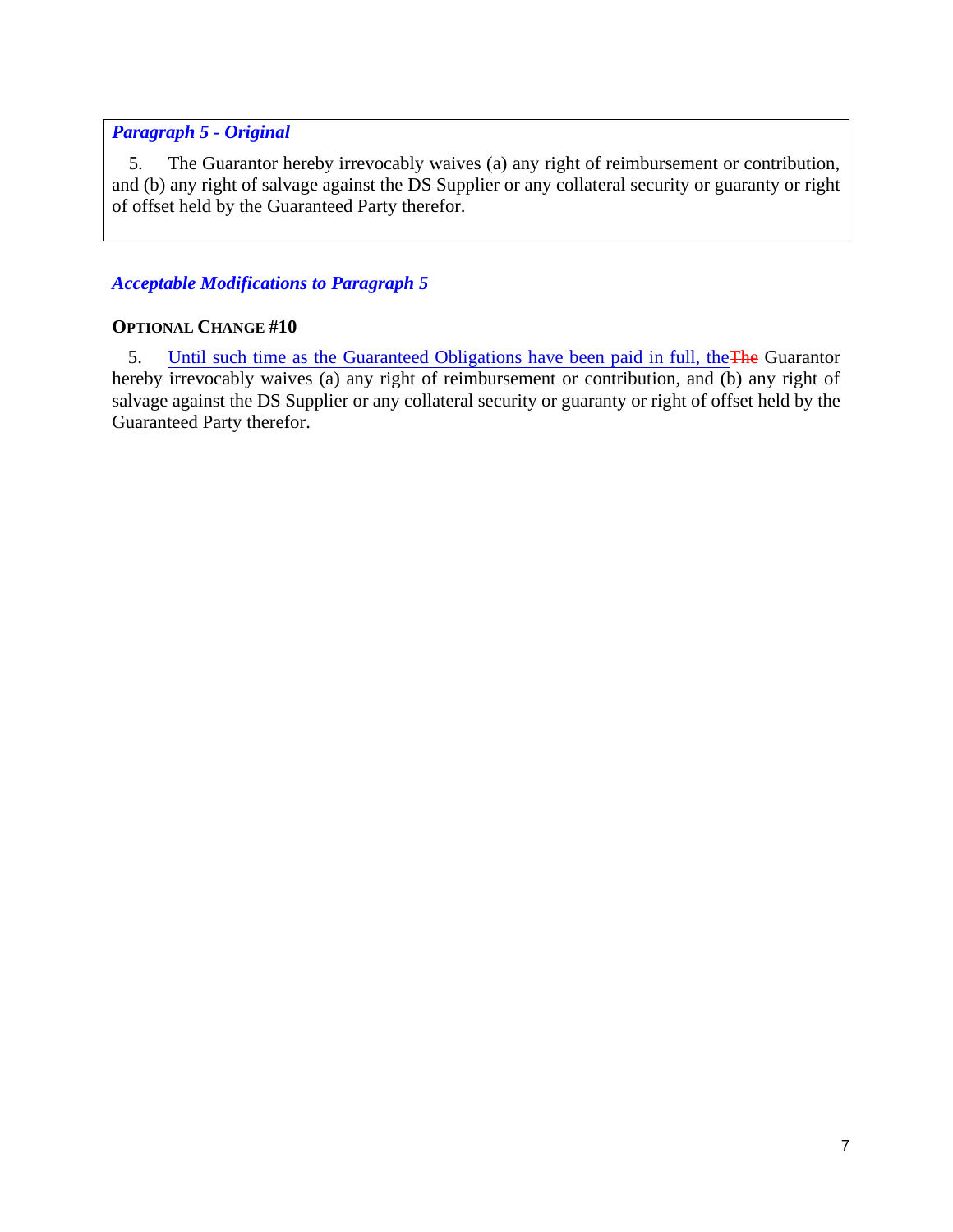***Paragraph 5 - Original***

5. The Guarantor hereby irrevocably waives (a) any right of reimbursement or contribution, and (b) any right of salvage against the DS Supplier or any collateral security or guaranty or right of offset held by the Guaranteed Party therefor.

### ***Acceptable Modifications to Paragraph 5***

**OPTIONAL CHANGE #10**

5. Until such time as the Guaranteed Obligations have been paid in full, the~~The~~ Guarantor hereby irrevocably waives (a) any right of reimbursement or contribution, and (b) any right of salvage against the DS Supplier or any collateral security or guaranty or right of offset held by the Guaranteed Party therefor.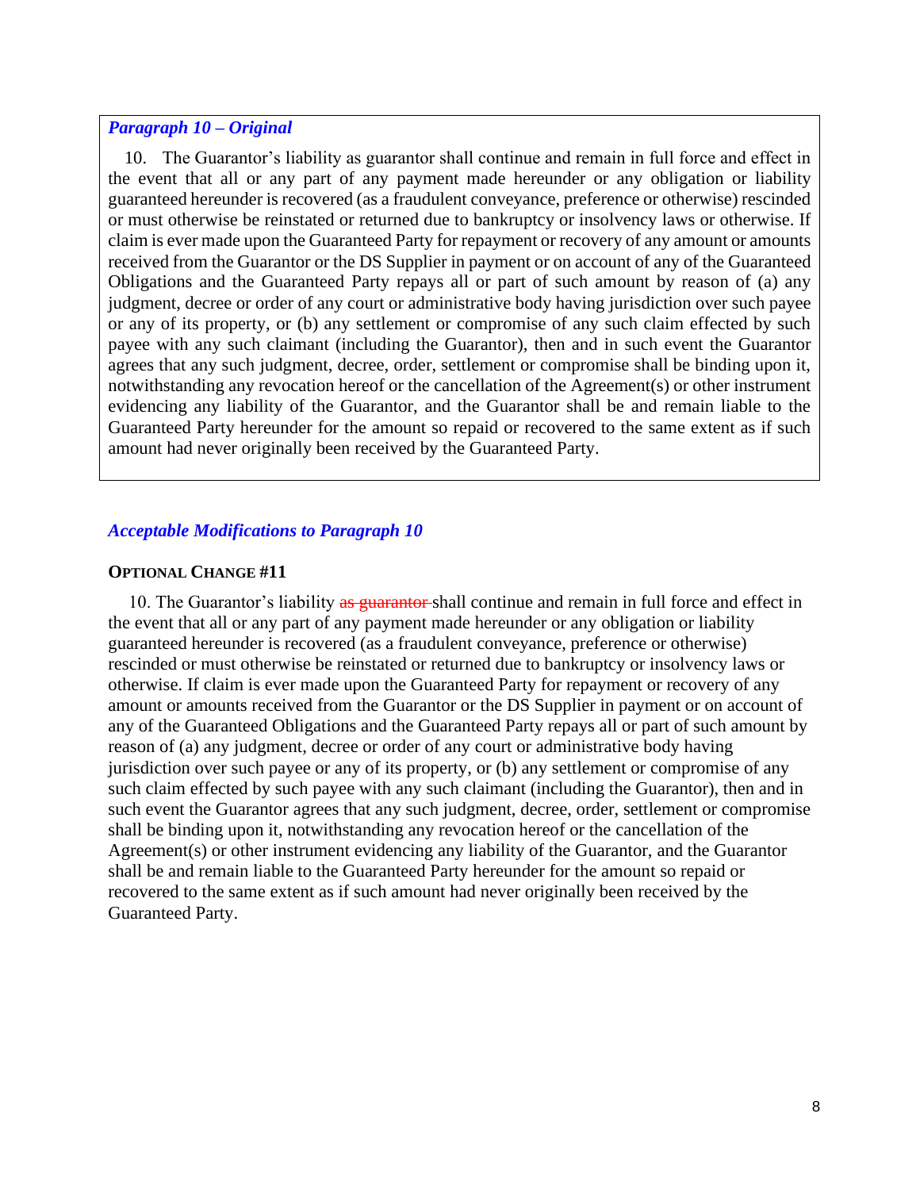***Paragraph 10 – Original***

10. The Guarantor's liability as guarantor shall continue and remain in full force and effect in the event that all or any part of any payment made hereunder or any obligation or liability guaranteed hereunder is recovered (as a fraudulent conveyance, preference or otherwise) rescinded or must otherwise be reinstated or returned due to bankruptcy or insolvency laws or otherwise. If claim is ever made upon the Guaranteed Party for repayment or recovery of any amount or amounts received from the Guarantor or the DS Supplier in payment or on account of any of the Guaranteed Obligations and the Guaranteed Party repays all or part of such amount by reason of (a) any judgment, decree or order of any court or administrative body having jurisdiction over such payee or any of its property, or (b) any settlement or compromise of any such claim effected by such payee with any such claimant (including the Guarantor), then and in such event the Guarantor agrees that any such judgment, decree, order, settlement or compromise shall be binding upon it, notwithstanding any revocation hereof or the cancellation of the Agreement(s) or other instrument evidencing any liability of the Guarantor, and the Guarantor shall be and remain liable to the Guaranteed Party hereunder for the amount so repaid or recovered to the same extent as if such amount had never originally been received by the Guaranteed Party.

***Acceptable Modifications to Paragraph 10***

**OPTIONAL CHANGE #11**

10. The Guarantor's liability ~~as guarantor~~ shall continue and remain in full force and effect in the event that all or any part of any payment made hereunder or any obligation or liability guaranteed hereunder is recovered (as a fraudulent conveyance, preference or otherwise) rescinded or must otherwise be reinstated or returned due to bankruptcy or insolvency laws or otherwise. If claim is ever made upon the Guaranteed Party for repayment or recovery of any amount or amounts received from the Guarantor or the DS Supplier in payment or on account of any of the Guaranteed Obligations and the Guaranteed Party repays all or part of such amount by reason of (a) any judgment, decree or order of any court or administrative body having jurisdiction over such payee or any of its property, or (b) any settlement or compromise of any such claim effected by such payee with any such claimant (including the Guarantor), then and in such event the Guarantor agrees that any such judgment, decree, order, settlement or compromise shall be binding upon it, notwithstanding any revocation hereof or the cancellation of the Agreement(s) or other instrument evidencing any liability of the Guarantor, and the Guarantor shall be and remain liable to the Guaranteed Party hereunder for the amount so repaid or recovered to the same extent as if such amount had never originally been received by the Guaranteed Party.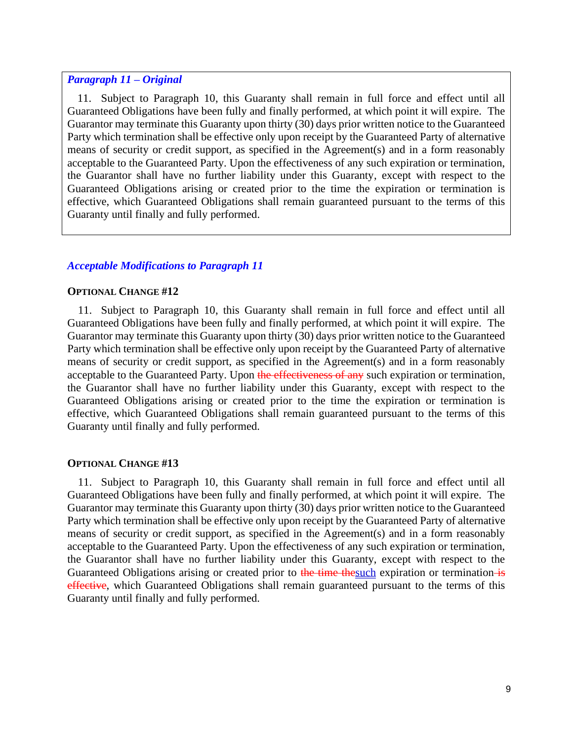***Paragraph 11 – Original***

11. Subject to Paragraph 10, this Guaranty shall remain in full force and effect until all Guaranteed Obligations have been fully and finally performed, at which point it will expire. The Guarantor may terminate this Guaranty upon thirty (30) days prior written notice to the Guaranteed Party which termination shall be effective only upon receipt by the Guaranteed Party of alternative means of security or credit support, as specified in the Agreement(s) and in a form reasonably acceptable to the Guaranteed Party. Upon the effectiveness of any such expiration or termination, the Guarantor shall have no further liability under this Guaranty, except with respect to the Guaranteed Obligations arising or created prior to the time the expiration or termination is effective, which Guaranteed Obligations shall remain guaranteed pursuant to the terms of this Guaranty until finally and fully performed.

***Acceptable Modifications to Paragraph 11***

**OPTIONAL CHANGE #12**

11. Subject to Paragraph 10, this Guaranty shall remain in full force and effect until all Guaranteed Obligations have been fully and finally performed, at which point it will expire. The Guarantor may terminate this Guaranty upon thirty (30) days prior written notice to the Guaranteed Party which termination shall be effective only upon receipt by the Guaranteed Party of alternative means of security or credit support, as specified in the Agreement(s) and in a form reasonably acceptable to the Guaranteed Party. Upon ~~the effectiveness of any~~ such expiration or termination, the Guarantor shall have no further liability under this Guaranty, except with respect to the Guaranteed Obligations arising or created prior to the time the expiration or termination is effective, which Guaranteed Obligations shall remain guaranteed pursuant to the terms of this Guaranty until finally and fully performed.

**OPTIONAL CHANGE #13**

11. Subject to Paragraph 10, this Guaranty shall remain in full force and effect until all Guaranteed Obligations have been fully and finally performed, at which point it will expire. The Guarantor may terminate this Guaranty upon thirty (30) days prior written notice to the Guaranteed Party which termination shall be effective only upon receipt by the Guaranteed Party of alternative means of security or credit support, as specified in the Agreement(s) and in a form reasonably acceptable to the Guaranteed Party. Upon the effectiveness of any such expiration or termination, the Guarantor shall have no further liability under this Guaranty, except with respect to the Guaranteed Obligations arising or created prior to ~~the time the~~<u>such</u> expiration or termination~~ is effective~~, which Guaranteed Obligations shall remain guaranteed pursuant to the terms of this Guaranty until finally and fully performed.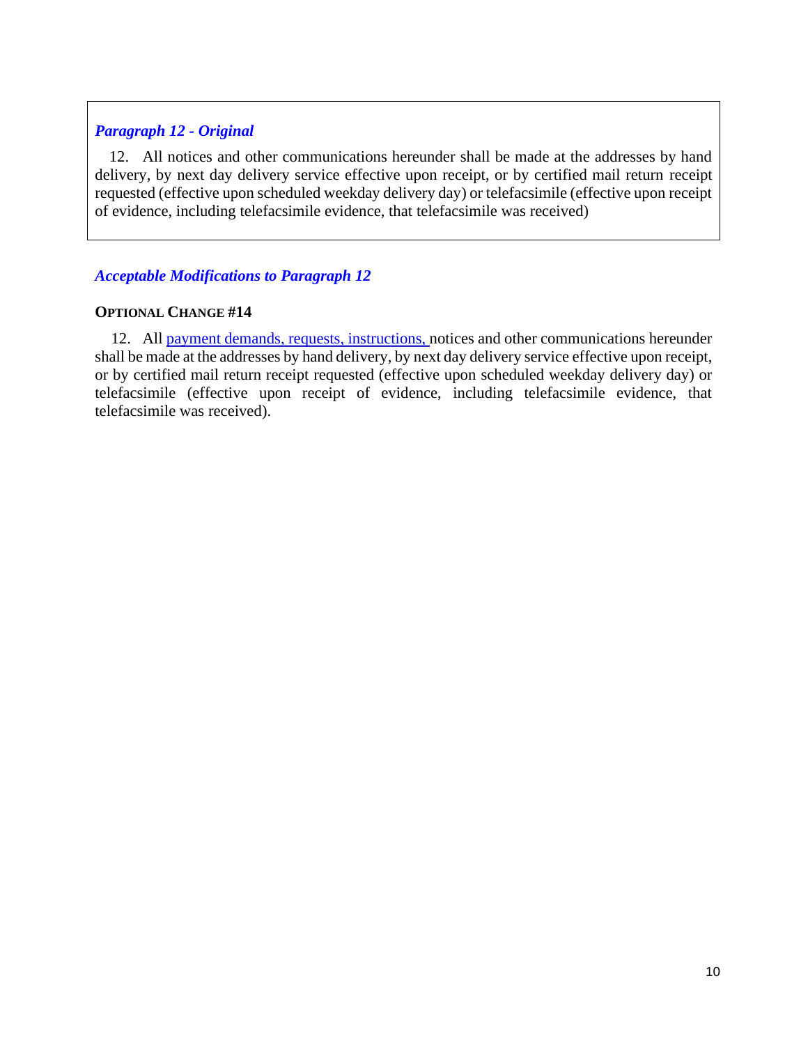***Paragraph 12 - Original***

12. All notices and other communications hereunder shall be made at the addresses by hand delivery, by next day delivery service effective upon receipt, or by certified mail return receipt requested (effective upon scheduled weekday delivery day) or telefacsimile (effective upon receipt of evidence, including telefacsimile evidence, that telefacsimile was received)

### ***Acceptable Modifications to Paragraph 12***

**OPTIONAL CHANGE #14**

12. All payment demands, requests, instructions, notices and other communications hereunder shall be made at the addresses by hand delivery, by next day delivery service effective upon receipt, or by certified mail return receipt requested (effective upon scheduled weekday delivery day) or telefacsimile (effective upon receipt of evidence, including telefacsimile evidence, that telefacsimile was received).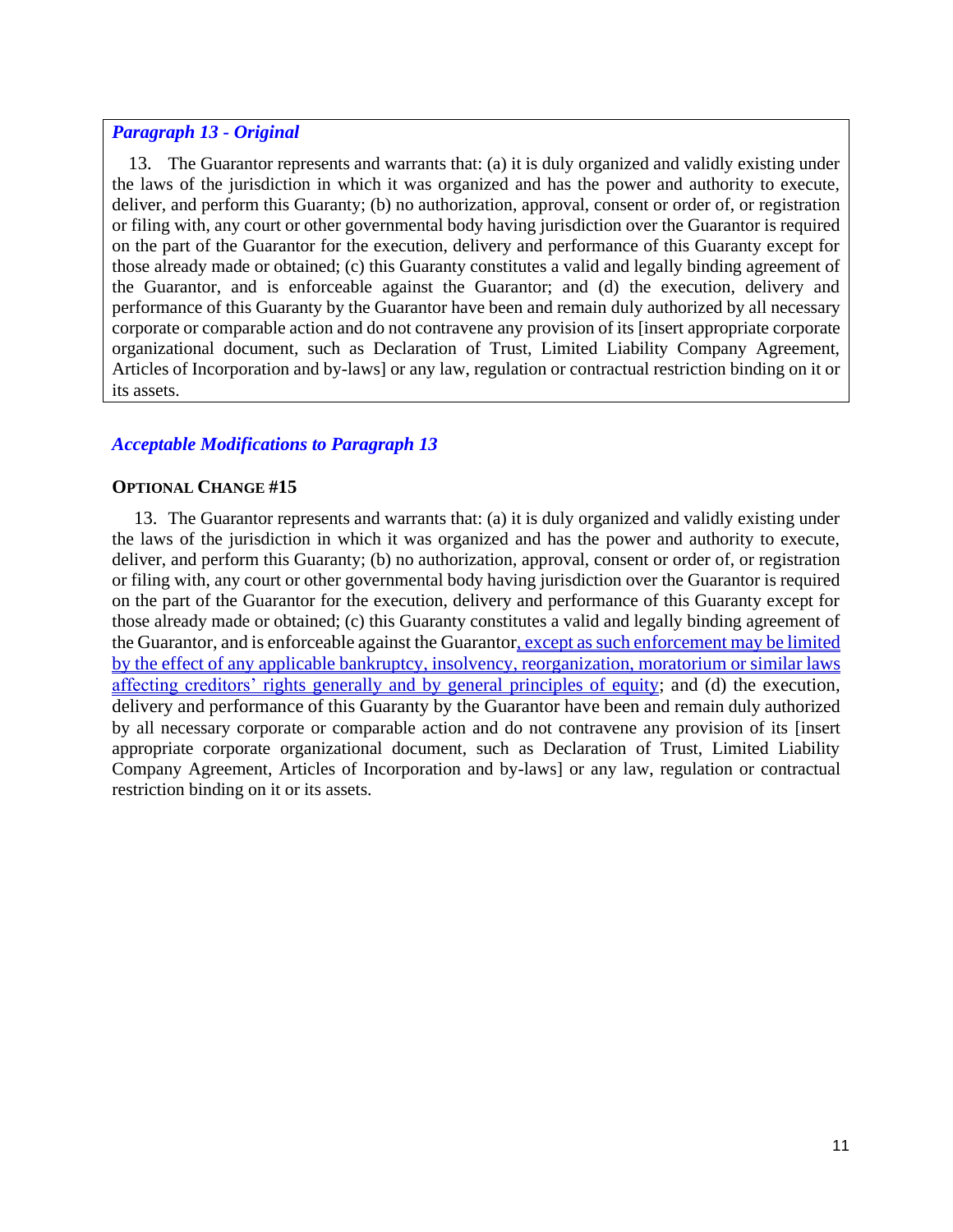***Paragraph 13 - Original***

13. The Guarantor represents and warrants that: (a) it is duly organized and validly existing under the laws of the jurisdiction in which it was organized and has the power and authority to execute, deliver, and perform this Guaranty; (b) no authorization, approval, consent or order of, or registration or filing with, any court or other governmental body having jurisdiction over the Guarantor is required on the part of the Guarantor for the execution, delivery and performance of this Guaranty except for those already made or obtained; (c) this Guaranty constitutes a valid and legally binding agreement of the Guarantor, and is enforceable against the Guarantor; and (d) the execution, delivery and performance of this Guaranty by the Guarantor have been and remain duly authorized by all necessary corporate or comparable action and do not contravene any provision of its [insert appropriate corporate organizational document, such as Declaration of Trust, Limited Liability Company Agreement, Articles of Incorporation and by-laws] or any law, regulation or contractual restriction binding on it or its assets.

***Acceptable Modifications to Paragraph 13***

**OPTIONAL CHANGE #15**

13. The Guarantor represents and warrants that: (a) it is duly organized and validly existing under the laws of the jurisdiction in which it was organized and has the power and authority to execute, deliver, and perform this Guaranty; (b) no authorization, approval, consent or order of, or registration or filing with, any court or other governmental body having jurisdiction over the Guarantor is required on the part of the Guarantor for the execution, delivery and performance of this Guaranty except for those already made or obtained; (c) this Guaranty constitutes a valid and legally binding agreement of the Guarantor, and is enforceable against the Guarantor<u>, except as such enforcement may be limited by the effect of any applicable bankruptcy, insolvency, reorganization, moratorium or similar laws affecting creditors' rights generally and by general principles of equity</u>; and (d) the execution, delivery and performance of this Guaranty by the Guarantor have been and remain duly authorized by all necessary corporate or comparable action and do not contravene any provision of its [insert appropriate corporate organizational document, such as Declaration of Trust, Limited Liability Company Agreement, Articles of Incorporation and by-laws] or any law, regulation or contractual restriction binding on it or its assets.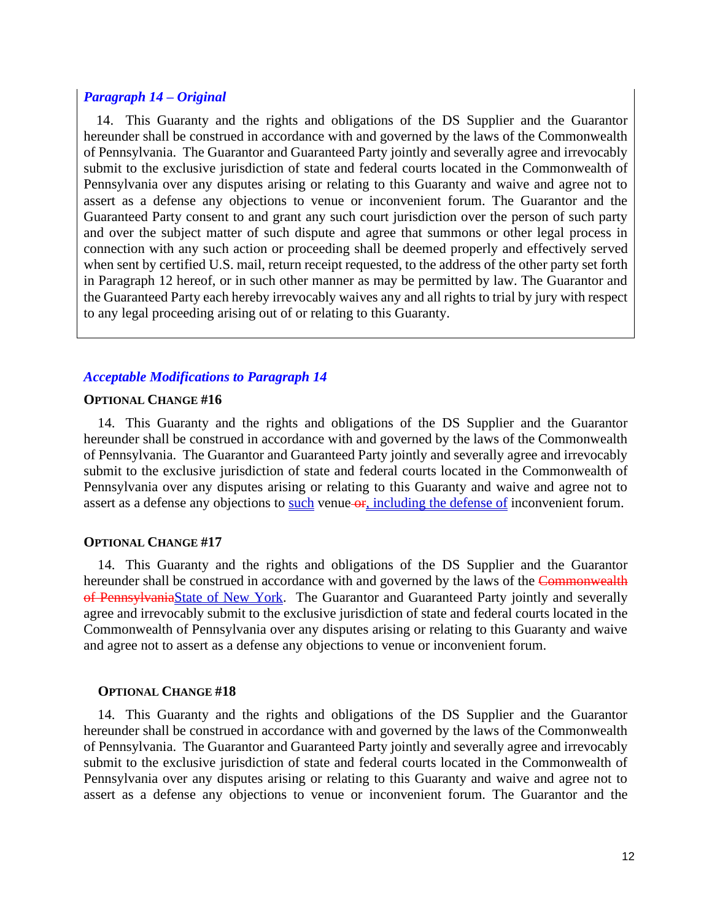### *Paragraph 14 – Original*

14. This Guaranty and the rights and obligations of the DS Supplier and the Guarantor hereunder shall be construed in accordance with and governed by the laws of the Commonwealth of Pennsylvania. The Guarantor and Guaranteed Party jointly and severally agree and irrevocably submit to the exclusive jurisdiction of state and federal courts located in the Commonwealth of Pennsylvania over any disputes arising or relating to this Guaranty and waive and agree not to assert as a defense any objections to venue or inconvenient forum. The Guarantor and the Guaranteed Party consent to and grant any such court jurisdiction over the person of such party and over the subject matter of such dispute and agree that summons or other legal process in connection with any such action or proceeding shall be deemed properly and effectively served when sent by certified U.S. mail, return receipt requested, to the address of the other party set forth in Paragraph 12 hereof, or in such other manner as may be permitted by law. The Guarantor and the Guaranteed Party each hereby irrevocably waives any and all rights to trial by jury with respect to any legal proceeding arising out of or relating to this Guaranty.

### *Acceptable Modifications to Paragraph 14*

**OPTIONAL CHANGE #16**

14. This Guaranty and the rights and obligations of the DS Supplier and the Guarantor hereunder shall be construed in accordance with and governed by the laws of the Commonwealth of Pennsylvania. The Guarantor and Guaranteed Party jointly and severally agree and irrevocably submit to the exclusive jurisdiction of state and federal courts located in the Commonwealth of Pennsylvania over any disputes arising or relating to this Guaranty and waive and agree not to assert as a defense any objections to <u>such</u> venue ~~or~~<u>, including the defense of</u> inconvenient forum.

**OPTIONAL CHANGE #17**

14. This Guaranty and the rights and obligations of the DS Supplier and the Guarantor hereunder shall be construed in accordance with and governed by the laws of the ~~Commonwealth of Pennsylvania~~<u>State of New York</u>. The Guarantor and Guaranteed Party jointly and severally agree and irrevocably submit to the exclusive jurisdiction of state and federal courts located in the Commonwealth of Pennsylvania over any disputes arising or relating to this Guaranty and waive and agree not to assert as a defense any objections to venue or inconvenient forum.

**OPTIONAL CHANGE #18**

14. This Guaranty and the rights and obligations of the DS Supplier and the Guarantor hereunder shall be construed in accordance with and governed by the laws of the Commonwealth of Pennsylvania. The Guarantor and Guaranteed Party jointly and severally agree and irrevocably submit to the exclusive jurisdiction of state and federal courts located in the Commonwealth of Pennsylvania over any disputes arising or relating to this Guaranty and waive and agree not to assert as a defense any objections to venue or inconvenient forum. The Guarantor and the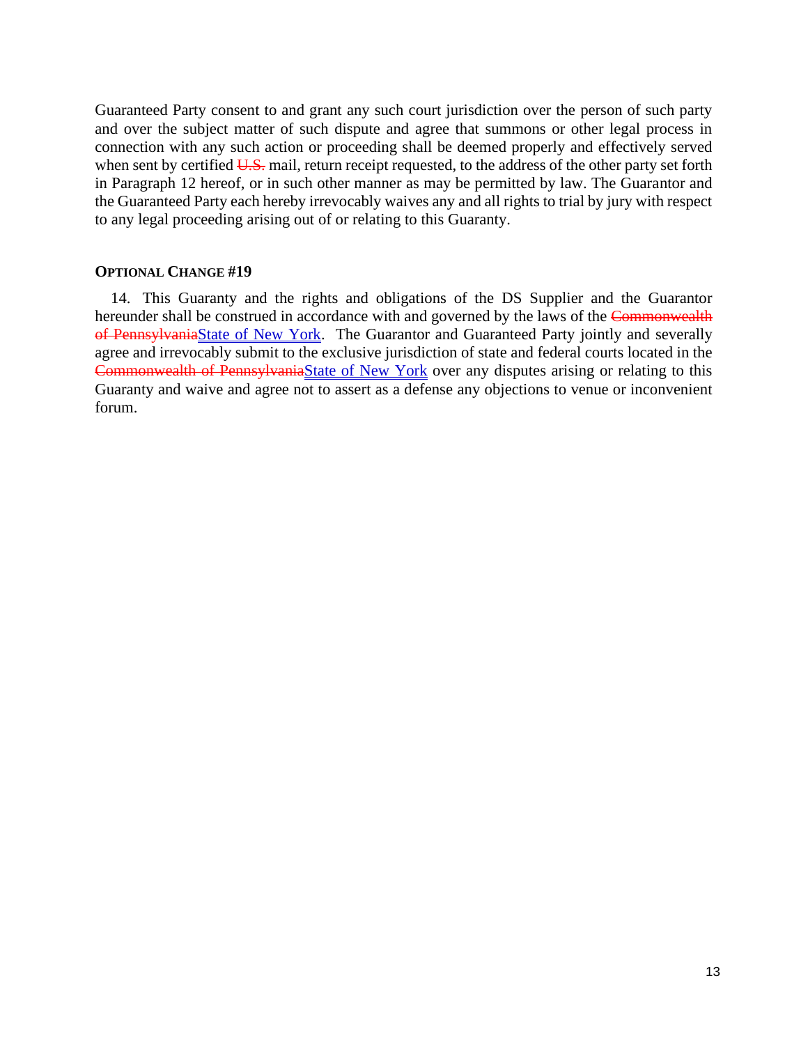Guaranteed Party consent to and grant any such court jurisdiction over the person of such party and over the subject matter of such dispute and agree that summons or other legal process in connection with any such action or proceeding shall be deemed properly and effectively served when sent by certified ~~U.S.~~ mail, return receipt requested, to the address of the other party set forth in Paragraph 12 hereof, or in such other manner as may be permitted by law. The Guarantor and the Guaranteed Party each hereby irrevocably waives any and all rights to trial by jury with respect to any legal proceeding arising out of or relating to this Guaranty.

**OPTIONAL CHANGE #19**

14. This Guaranty and the rights and obligations of the DS Supplier and the Guarantor hereunder shall be construed in accordance with and governed by the laws of the ~~Commonwealth of Pennsylvania~~<u>State of New York</u>. The Guarantor and Guaranteed Party jointly and severally agree and irrevocably submit to the exclusive jurisdiction of state and federal courts located in the ~~Commonwealth of Pennsylvania~~<u>State of New York</u> over any disputes arising or relating to this Guaranty and waive and agree not to assert as a defense any objections to venue or inconvenient forum.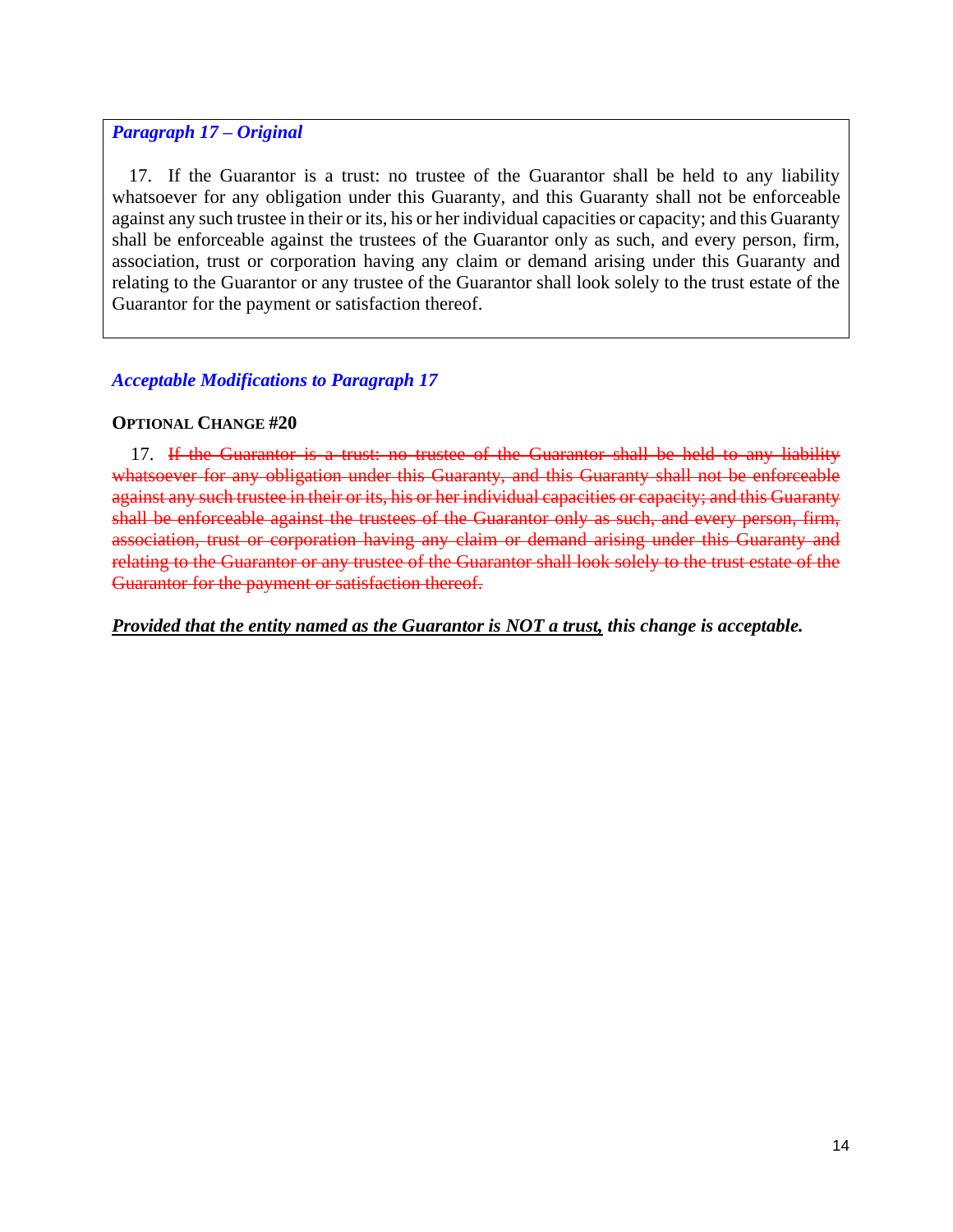***Paragraph 17 – Original***

17. If the Guarantor is a trust: no trustee of the Guarantor shall be held to any liability whatsoever for any obligation under this Guaranty, and this Guaranty shall not be enforceable against any such trustee in their or its, his or her individual capacities or capacity; and this Guaranty shall be enforceable against the trustees of the Guarantor only as such, and every person, firm, association, trust or corporation having any claim or demand arising under this Guaranty and relating to the Guarantor or any trustee of the Guarantor shall look solely to the trust estate of the Guarantor for the payment or satisfaction thereof.

***Acceptable Modifications to Paragraph 17***

**OPTIONAL CHANGE #20**

17. ~~If the Guarantor is a trust: no trustee of the Guarantor shall be held to any liability whatsoever for any obligation under this Guaranty, and this Guaranty shall not be enforceable against any such trustee in their or its, his or her individual capacities or capacity; and this Guaranty shall be enforceable against the trustees of the Guarantor only as such, and every person, firm, association, trust or corporation having any claim or demand arising under this Guaranty and relating to the Guarantor or any trustee of the Guarantor shall look solely to the trust estate of the Guarantor for the payment or satisfaction thereof.~~

***Provided that the entity named as the Guarantor is NOT a trust, this change is acceptable.***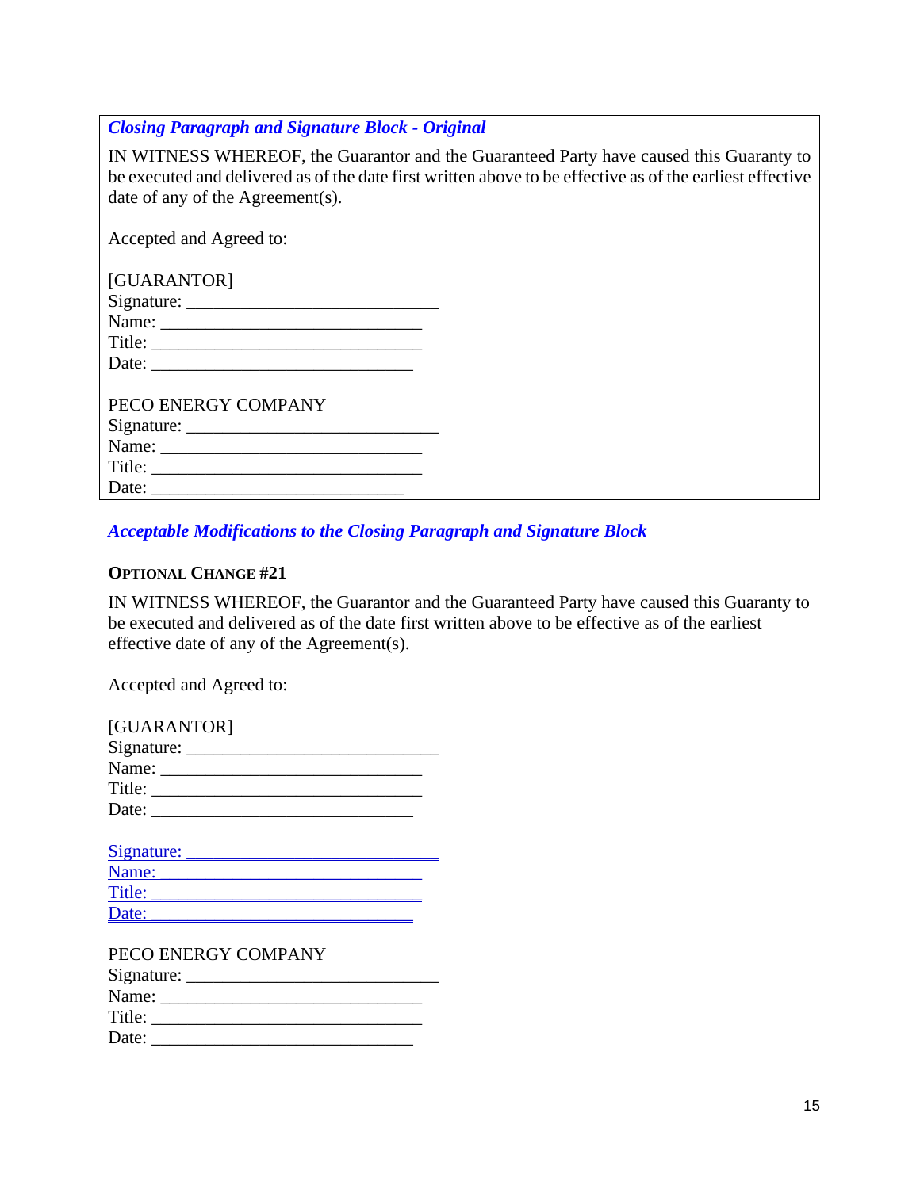***Closing Paragraph and Signature Block - Original***

IN WITNESS WHEREOF, the Guarantor and the Guaranteed Party have caused this Guaranty to be executed and delivered as of the date first written above to be effective as of the earliest effective date of any of the Agreement(s).

Accepted and Agreed to:

[GUARANTOR]
Signature: ____________________________
Name: _____________________________
Title: ______________________________
Date: _____________________________

PECO ENERGY COMPANY
Signature: ____________________________
Name: _____________________________
Title: ______________________________
Date: ____________________________

***Acceptable Modifications to the Closing Paragraph and Signature Block***

**OPTIONAL CHANGE #21**

IN WITNESS WHEREOF, the Guarantor and the Guaranteed Party have caused this Guaranty to be executed and delivered as of the date first written above to be effective as of the earliest effective date of any of the Agreement(s).

Accepted and Agreed to:

[GUARANTOR]
Signature: ____________________________
Name: _____________________________
Title: ______________________________
Date: _____________________________

Signature: ____________________________
Name: _____________________________
Title: ______________________________
Date: _____________________________

PECO ENERGY COMPANY
Signature: ____________________________
Name: _____________________________
Title: ______________________________
Date: _____________________________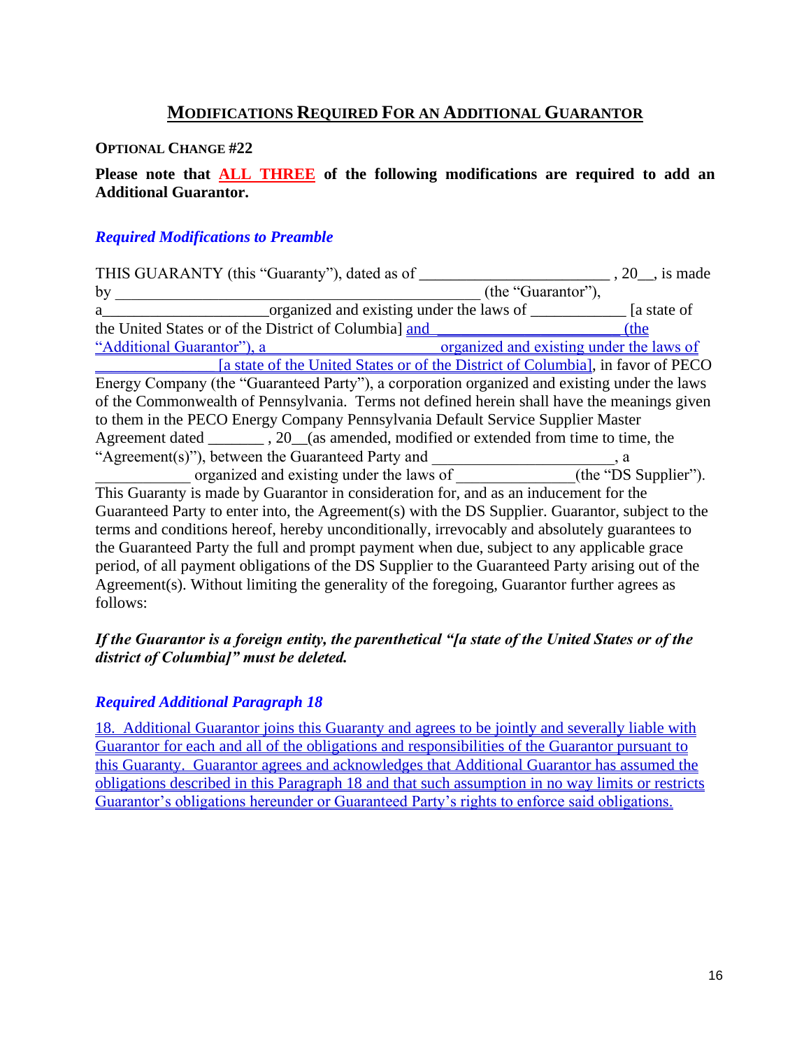## MODIFICATIONS REQUIRED FOR AN ADDITIONAL GUARANTOR

**OPTIONAL CHANGE #22**

**Please note that ALL THREE of the following modifications are required to add an Additional Guarantor.**

***Required Modifications to Preamble***

THIS GUARANTY (this "Guaranty"), dated as of ________________________ , 20__, is made by ____________________________________________ (the "Guarantor"), a____________________organized and existing under the laws of ____________ [a state of the United States or of the District of Columbia] and ________________________ (the "Additional Guarantor"), a ________________________ organized and existing under the laws of _______________ [a state of the United States or of the District of Columbia], in favor of PECO Energy Company (the "Guaranteed Party"), a corporation organized and existing under the laws of the Commonwealth of Pennsylvania. Terms not defined herein shall have the meanings given to them in the PECO Energy Company Pennsylvania Default Service Supplier Master Agreement dated _______ , 20__(as amended, modified or extended from time to time, the "Agreement(s)"), between the Guaranteed Party and ______________________, a ____________ organized and existing under the laws of ______________(the "DS Supplier"). This Guaranty is made by Guarantor in consideration for, and as an inducement for the Guaranteed Party to enter into, the Agreement(s) with the DS Supplier. Guarantor, subject to the terms and conditions hereof, hereby unconditionally, irrevocably and absolutely guarantees to the Guaranteed Party the full and prompt payment when due, subject to any applicable grace period, of all payment obligations of the DS Supplier to the Guaranteed Party arising out of the Agreement(s). Without limiting the generality of the foregoing, Guarantor further agrees as follows:

***If the Guarantor is a foreign entity, the parenthetical "[a state of the United States or of the district of Columbia]" must be deleted.***

***Required Additional Paragraph 18***

18. Additional Guarantor joins this Guaranty and agrees to be jointly and severally liable with Guarantor for each and all of the obligations and responsibilities of the Guarantor pursuant to this Guaranty. Guarantor agrees and acknowledges that Additional Guarantor has assumed the obligations described in this Paragraph 18 and that such assumption in no way limits or restricts Guarantor's obligations hereunder or Guaranteed Party's rights to enforce said obligations.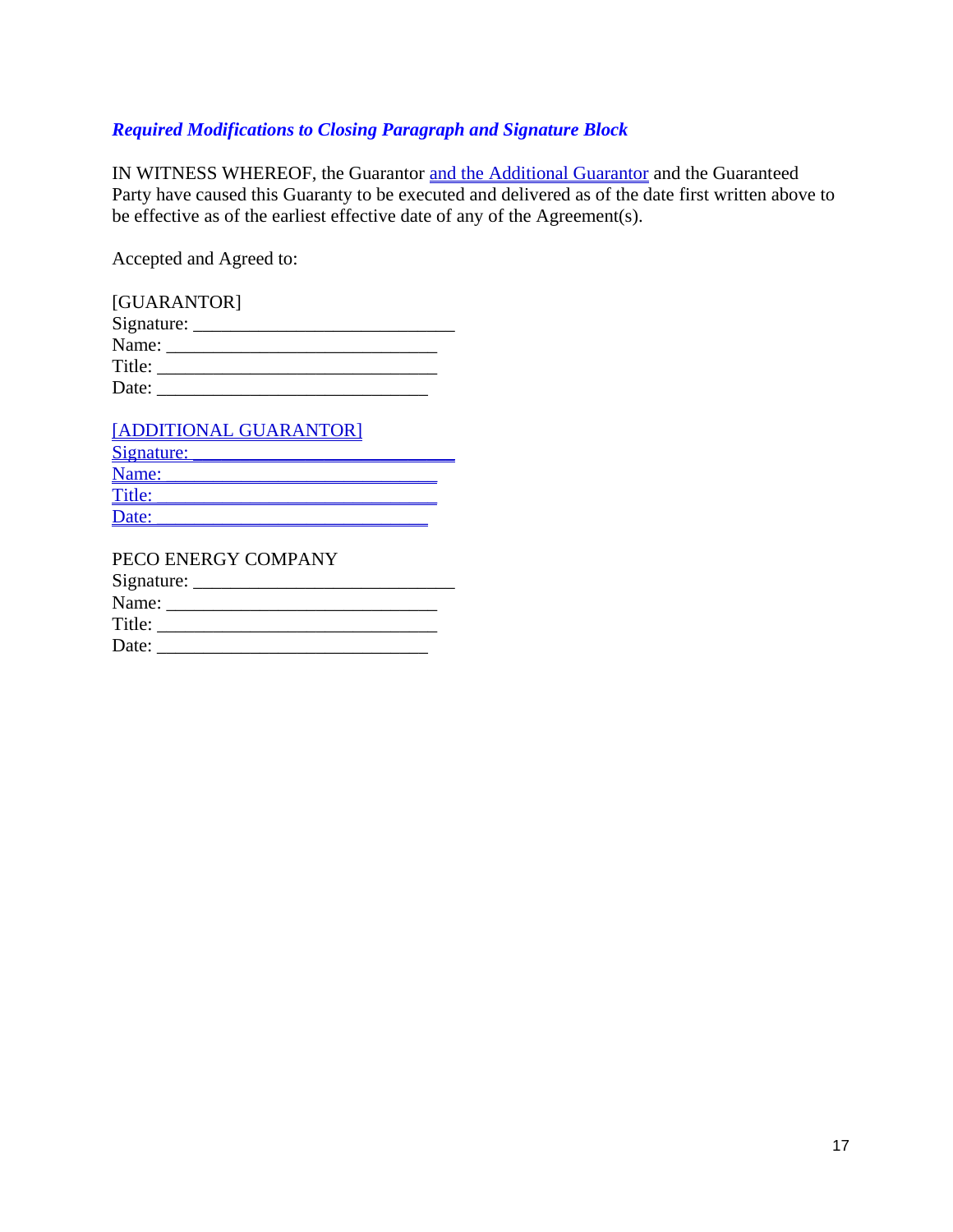***Required Modifications to Closing Paragraph and Signature Block***

IN WITNESS WHEREOF, the Guarantor and the Additional Guarantor and the Guaranteed Party have caused this Guaranty to be executed and delivered as of the date first written above to be effective as of the earliest effective date of any of the Agreement(s).

Accepted and Agreed to:

[GUARANTOR]
Signature: ___________________________
Name: ____________________________
Title: _____________________________
Date: ____________________________

[ADDITIONAL GUARANTOR]
Signature: ___________________________
Name: ____________________________
Title: _____________________________
Date: ____________________________

PECO ENERGY COMPANY
Signature: ___________________________
Name: ____________________________
Title: _____________________________
Date: ____________________________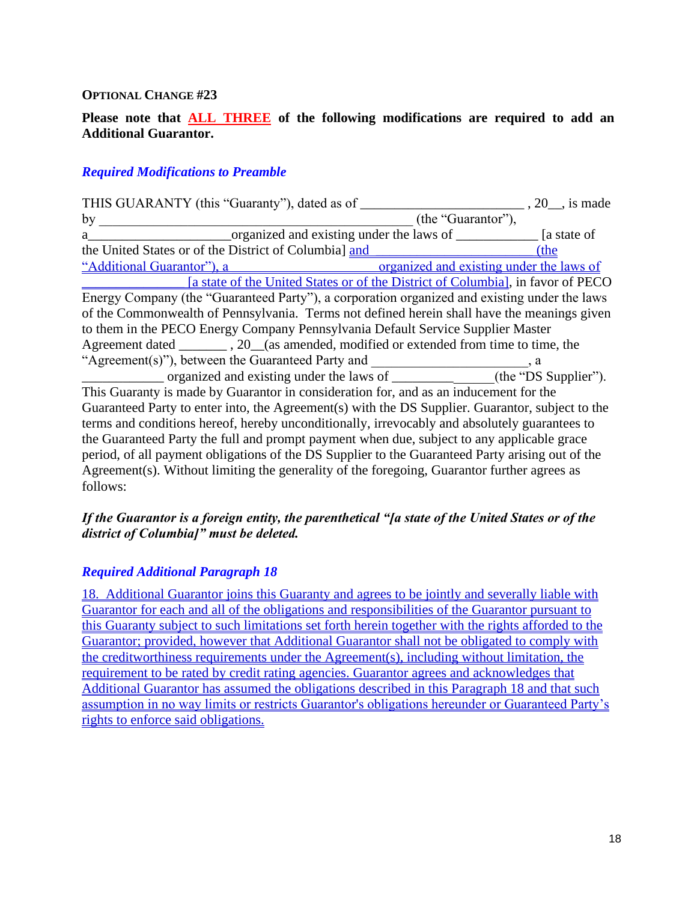**OPTIONAL CHANGE #23**

**Please note that ALL THREE of the following modifications are required to add an Additional Guarantor.**

***Required Modifications to Preamble***

THIS GUARANTY (this "Guaranty"), dated as of ________________________ , 20__, is made by ______________________________________________ (the "Guarantor"), a____________________organized and existing under the laws of ____________ [a state of the United States or of the District of Columbia] and ________________________ (the "Additional Guarantor"), a ______________________ organized and existing under the laws of ______________ [a state of the United States or of the District of Columbia], in favor of PECO Energy Company (the "Guaranteed Party"), a corporation organized and existing under the laws of the Commonwealth of Pennsylvania. Terms not defined herein shall have the meanings given to them in the PECO Energy Company Pennsylvania Default Service Supplier Master Agreement dated _______ , 20__(as amended, modified or extended from time to time, the "Agreement(s)"), between the Guaranteed Party and ______________________, a ____________ organized and existing under the laws of _______________(the "DS Supplier"). This Guaranty is made by Guarantor in consideration for, and as an inducement for the Guaranteed Party to enter into, the Agreement(s) with the DS Supplier. Guarantor, subject to the terms and conditions hereof, hereby unconditionally, irrevocably and absolutely guarantees to the Guaranteed Party the full and prompt payment when due, subject to any applicable grace period, of all payment obligations of the DS Supplier to the Guaranteed Party arising out of the Agreement(s). Without limiting the generality of the foregoing, Guarantor further agrees as follows:

***If the Guarantor is a foreign entity, the parenthetical "[a state of the United States or of the district of Columbia]" must be deleted.***

***Required Additional Paragraph 18***

18. Additional Guarantor joins this Guaranty and agrees to be jointly and severally liable with Guarantor for each and all of the obligations and responsibilities of the Guarantor pursuant to this Guaranty subject to such limitations set forth herein together with the rights afforded to the Guarantor; provided, however that Additional Guarantor shall not be obligated to comply with the creditworthiness requirements under the Agreement(s), including without limitation, the requirement to be rated by credit rating agencies. Guarantor agrees and acknowledges that Additional Guarantor has assumed the obligations described in this Paragraph 18 and that such assumption in no way limits or restricts Guarantor's obligations hereunder or Guaranteed Party's rights to enforce said obligations.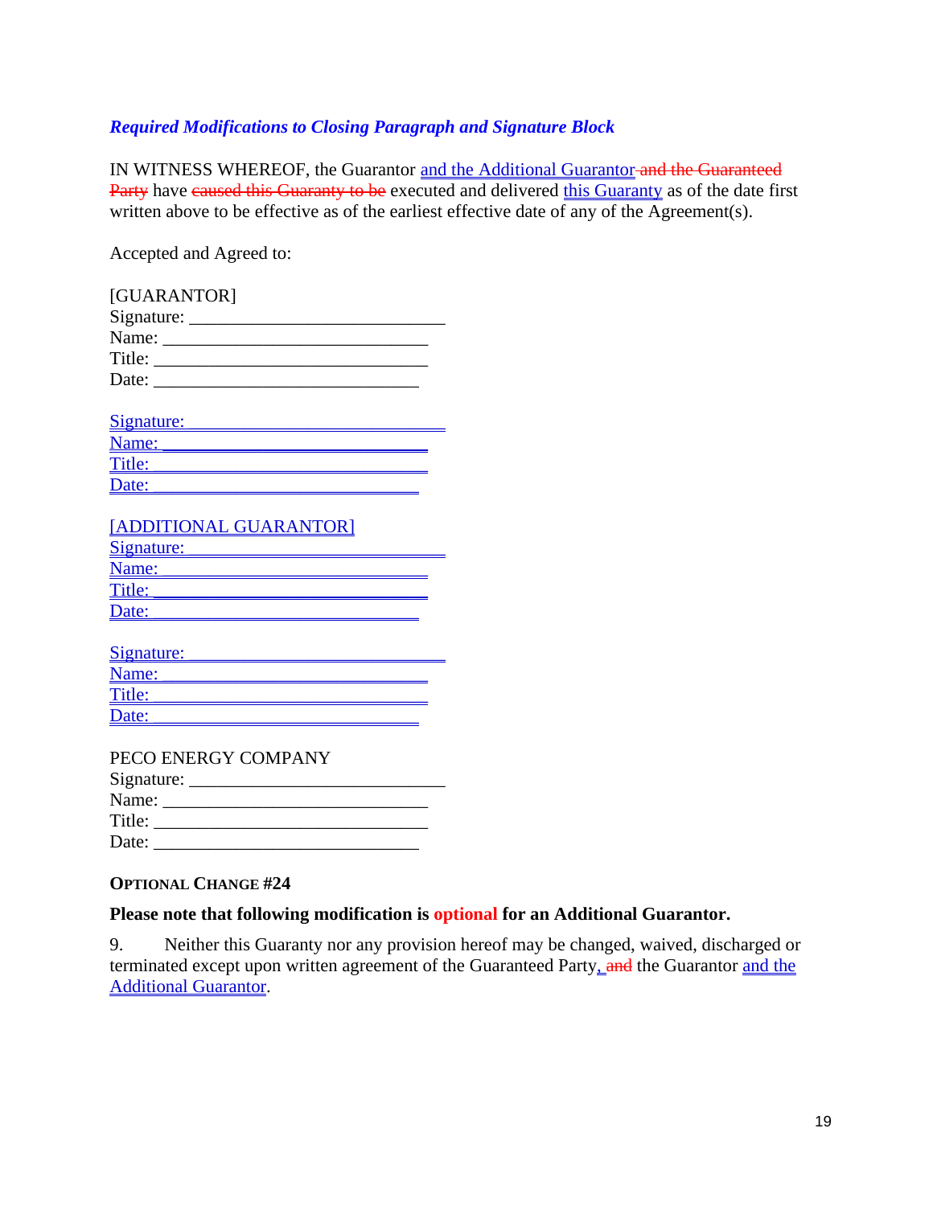***Required Modifications to Closing Paragraph and Signature Block***

IN WITNESS WHEREOF, the Guarantor and the Additional Guarantor ~~and the Guaranteed Party~~ have ~~caused this Guaranty to be~~ executed and delivered this Guaranty as of the date first written above to be effective as of the earliest effective date of any of the Agreement(s).

Accepted and Agreed to:

[GUARANTOR]
Signature: ____________________________
Name: _____________________________
Title: ______________________________
Date: ______________________________

Signature: ____________________________
Name: _____________________________
Title: ______________________________
Date: ______________________________

[ADDITIONAL GUARANTOR]
Signature: ____________________________
Name: _____________________________
Title: ______________________________
Date: ______________________________

Signature: ____________________________
Name: _____________________________
Title: ______________________________
Date: ______________________________

PECO ENERGY COMPANY
Signature: ____________________________
Name: _____________________________
Title: ______________________________
Date: ______________________________

**OPTIONAL CHANGE #24**

**Please note that following modification is optional for an Additional Guarantor.**

9. Neither this Guaranty nor any provision hereof may be changed, waived, discharged or terminated except upon written agreement of the Guaranteed Party, ~~and~~ the Guarantor and the Additional Guarantor.